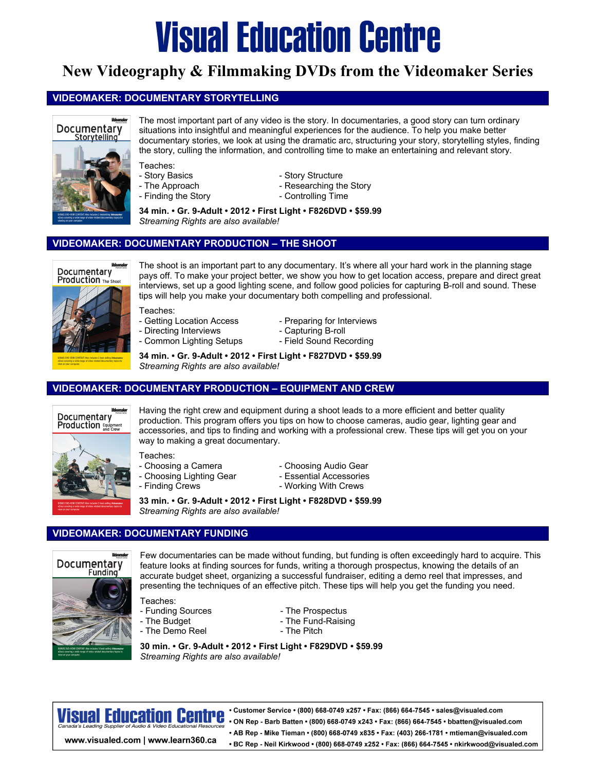# Visual Education Centre

## New Videography & Filmmaking DVDs from the Videomaker Series

### VIDEOMAKER: DOCUMENTARY STORYTELLING

The most important part of any video is the story. In documentaries, a good story can turn ordinary situations into insightful and meaningful experiences for the audience. To help you make better documentary stories, we look at using the dramatic arc, structuring your story, storytelling styles, finding the story, culling the information, and controlling time to make an entertaining and relevant story.

Teaches:
- Story Basics
- The Approach
- Finding the Story
- Story Structure
- Researching the Story
- Controlling Time

**34 min. • Gr. 9-Adult • 2012 • First Light • F826DVD • $59.99**
*Streaming Rights are also available!*

### VIDEOMAKER: DOCUMENTARY PRODUCTION – THE SHOOT

The shoot is an important part to any documentary. It's where all your hard work in the planning stage pays off. To make your project better, we show you how to get location access, prepare and direct great interviews, set up a good lighting scene, and follow good policies for capturing B-roll and sound. These tips will help you make your documentary both compelling and professional.

Teaches:
- Getting Location Access
- Directing Interviews
- Common Lighting Setups
- Preparing for Interviews
- Capturing B-roll
- Field Sound Recording

**34 min. • Gr. 9-Adult • 2012 • First Light • F827DVD • $59.99**
*Streaming Rights are also available!*

### VIDEOMAKER: DOCUMENTARY PRODUCTION – EQUIPMENT AND CREW

Having the right crew and equipment during a shoot leads to a more efficient and better quality production. This program offers you tips on how to choose cameras, audio gear, lighting gear and accessories, and tips to finding and working with a professional crew. These tips will get you on your way to making a great documentary.

Teaches:
- Choosing a Camera
- Choosing Lighting Gear
- Finding Crews
- Choosing Audio Gear
- Essential Accessories
- Working With Crews

**33 min. • Gr. 9-Adult • 2012 • First Light • F828DVD • $59.99**
*Streaming Rights are also available!*

### VIDEOMAKER: DOCUMENTARY FUNDING

Few documentaries can be made without funding, but funding is often exceedingly hard to acquire. This feature looks at finding sources for funds, writing a thorough prospectus, knowing the details of an accurate budget sheet, organizing a successful fundraiser, editing a demo reel that impresses, and presenting the techniques of an effective pitch. These tips will help you get the funding you need.

Teaches:
- Funding Sources
- The Budget
- The Demo Reel
- The Prospectus
- The Fund-Raising
- The Pitch

**30 min. • Gr. 9-Adult • 2012 • First Light • F829DVD • $59.99**
*Streaming Rights are also available!*

---

**Visual Education Centre**
*Canada's Leading Supplier of Audio & Video Educational Resources*
www.visualed.com | www.learn360.ca

- **Customer Service • (800) 668-0749 x257 • Fax: (866) 664-7545 • sales@visualed.com**
- **ON Rep - Barb Batten • (800) 668-0749 x243 • Fax: (866) 664-7545 • bbatten@visualed.com**
- **AB Rep - Mike Tieman • (800) 668-0749 x835 • Fax: (403) 266-1781 • mtieman@visualed.com**
- **BC Rep - Neil Kirkwood • (800) 668-0749 x252 • Fax: (866) 664-7545 • nkirkwood@visualed.com**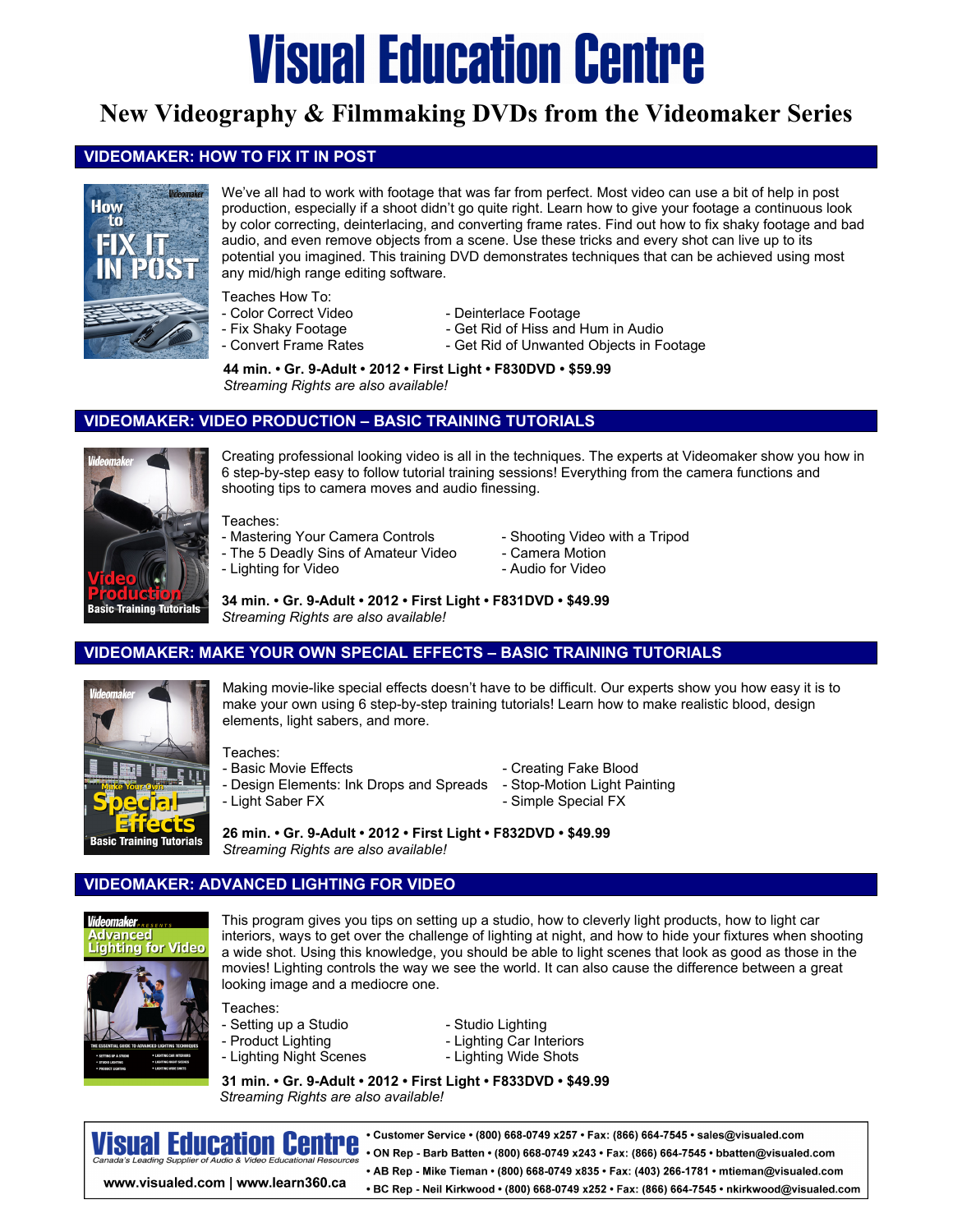# Visual Education Centre

## New Videography & Filmmaking DVDs from the Videomaker Series

### VIDEOMAKER: HOW TO FIX IT IN POST

We've all had to work with footage that was far from perfect. Most video can use a bit of help in post production, especially if a shoot didn't go quite right. Learn how to give your footage a continuous look by color correcting, deinterlacing, and converting frame rates. Find out how to fix shaky footage and bad audio, and even remove objects from a scene. Use these tricks and every shot can live up to its potential you imagined. This training DVD demonstrates techniques that can be achieved using most any mid/high range editing software.

Teaches How To:

- Color Correct Video
- Fix Shaky Footage
- Convert Frame Rates
- Deinterlace Footage
- Get Rid of Hiss and Hum in Audio
- Get Rid of Unwanted Objects in Footage

**44 min. • Gr. 9-Adult • 2012 • First Light • F830DVD • $59.99**
*Streaming Rights are also available!*

### VIDEOMAKER: VIDEO PRODUCTION – BASIC TRAINING TUTORIALS

Creating professional looking video is all in the techniques. The experts at Videomaker show you how in 6 step-by-step easy to follow tutorial training sessions! Everything from the camera functions and shooting tips to camera moves and audio finessing.

Teaches:

- Mastering Your Camera Controls
- The 5 Deadly Sins of Amateur Video
- Lighting for Video
- Shooting Video with a Tripod
- Camera Motion
- Audio for Video

**34 min. • Gr. 9-Adult • 2012 • First Light • F831DVD • $49.99**
*Streaming Rights are also available!*

### VIDEOMAKER: MAKE YOUR OWN SPECIAL EFFECTS – BASIC TRAINING TUTORIALS

Making movie-like special effects doesn't have to be difficult. Our experts show you how easy it is to make your own using 6 step-by-step training tutorials! Learn how to make realistic blood, design elements, light sabers, and more.

Teaches:

- Basic Movie Effects
- Design Elements: Ink Drops and Spreads
- Light Saber FX
- Creating Fake Blood
- Stop-Motion Light Painting
- Simple Special FX

**26 min. • Gr. 9-Adult • 2012 • First Light • F832DVD • $49.99**
*Streaming Rights are also available!*

### VIDEOMAKER: ADVANCED LIGHTING FOR VIDEO

This program gives you tips on setting up a studio, how to cleverly light products, how to light car interiors, ways to get over the challenge of lighting at night, and how to hide your fixtures when shooting a wide shot. Using this knowledge, you should be able to light scenes that look as good as those in the movies! Lighting controls the way we see the world. It can also cause the difference between a great looking image and a mediocre one.

Teaches:

- Setting up a Studio
- Product Lighting
- Lighting Night Scenes
- Studio Lighting
- Lighting Car Interiors
- Lighting Wide Shots

**31 min. • Gr. 9-Adult • 2012 • First Light • F833DVD • $49.99**
*Streaming Rights are also available!*

---

**Visual Education Centre**
*Canada's Leading Supplier of Audio & Video Educational Resources*
www.visualed.com | www.learn360.ca

- Customer Service • (800) 668-0749 x257 • Fax: (866) 664-7545 • sales@visualed.com
- ON Rep - Barb Batten • (800) 668-0749 x243 • Fax: (866) 664-7545 • bbatten@visualed.com
- AB Rep - Mike Tieman • (800) 668-0749 x835 • Fax: (403) 266-1781 • mtieman@visualed.com
- BC Rep - Neil Kirkwood • (800) 668-0749 x252 • Fax: (866) 664-7545 • nkirkwood@visualed.com